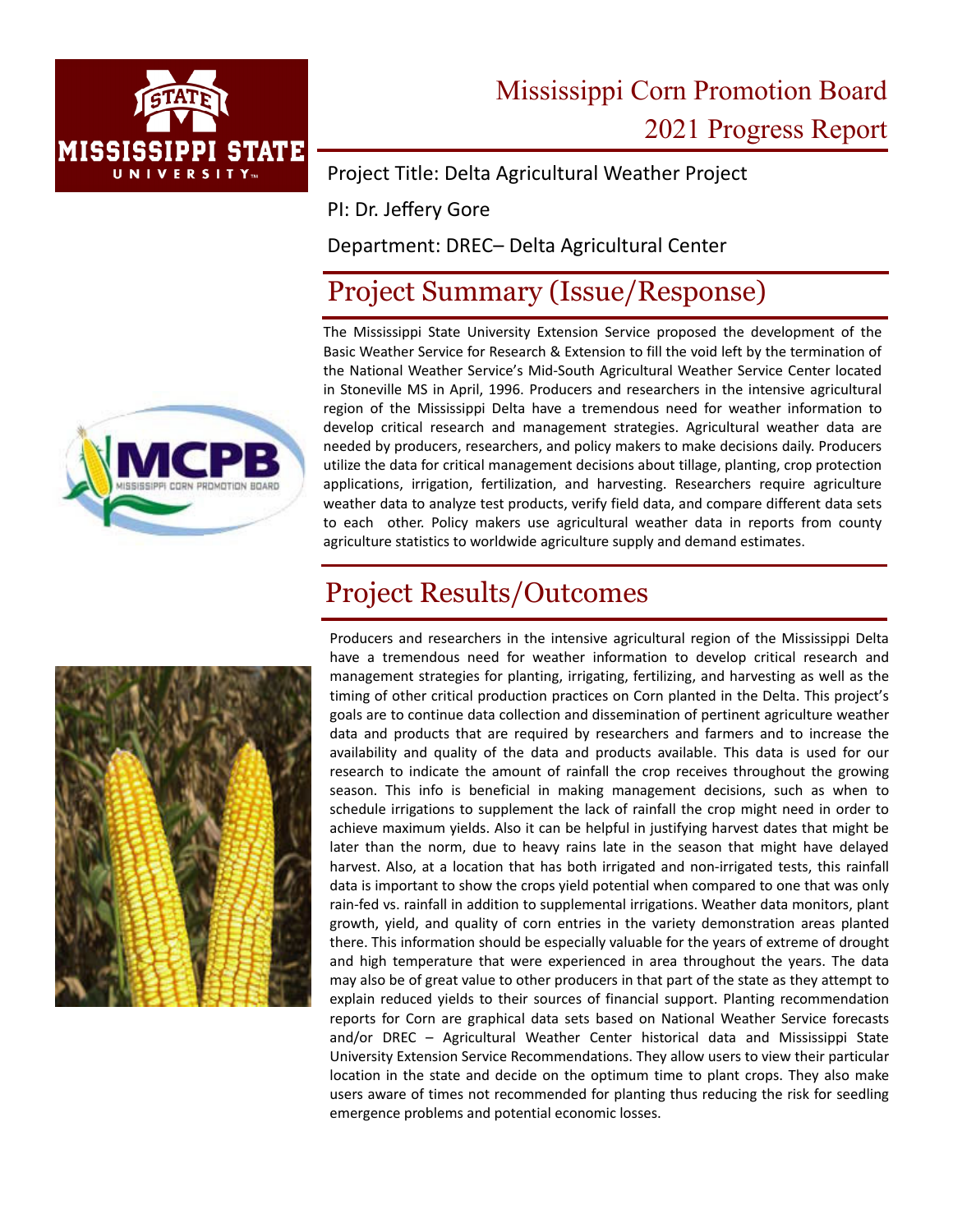# Mississippi Corn Promotion Board 2021 Progress Report

Project Title: Delta Agricultural Weather Project

PI: Dr. Jeffery Gore

Department: DREC– Delta Agricultural Center

## Project Summary (Issue/Response)

The Mississippi State University Extension Service proposed the development of the Basic Weather Service for Research & Extension to fill the void left by the termination of the National Weather Service's Mid-South Agricultural Weather Service Center located in Stoneville MS in April, 1996. Producers and researchers in the intensive agricultural region of the Mississippi Delta have a tremendous need for weather information to develop critical research and management strategies. Agricultural weather data are needed by producers, researchers, and policy makers to make decisions daily. Producers utilize the data for critical management decisions about tillage, planting, crop protection applications, irrigation, fertilization, and harvesting. Researchers require agriculture weather data to analyze test products, verify field data, and compare different data sets to each other. Policy makers use agricultural weather data in reports from county agriculture statistics to worldwide agriculture supply and demand estimates.

## Project Results/Outcomes

Producers and researchers in the intensive agricultural region of the Mississippi Delta have a tremendous need for weather information to develop critical research and management strategies for planting, irrigating, fertilizing, and harvesting as well as the timing of other critical production practices on Corn planted in the Delta. This project's goals are to continue data collection and dissemination of pertinent agriculture weather data and products that are required by researchers and farmers and to increase the availability and quality of the data and products available. This data is used for our research to indicate the amount of rainfall the crop receives throughout the growing season. This info is beneficial in making management decisions, such as when to schedule irrigations to supplement the lack of rainfall the crop might need in order to achieve maximum yields. Also it can be helpful in justifying harvest dates that might be later than the norm, due to heavy rains late in the season that might have delayed harvest. Also, at a location that has both irrigated and non-irrigated tests, this rainfall data is important to show the crops yield potential when compared to one that was only rain-fed vs. rainfall in addition to supplemental irrigations. Weather data monitors, plant growth, yield, and quality of corn entries in the variety demonstration areas planted there. This information should be especially valuable for the years of extreme of drought and high temperature that were experienced in area throughout the years. The data may also be of great value to other producers in that part of the state as they attempt to explain reduced yields to their sources of financial support. Planting recommendation reports for Corn are graphical data sets based on National Weather Service forecasts and/or DREC – Agricultural Weather Center historical data and Mississippi State University Extension Service Recommendations. They allow users to view their particular location in the state and decide on the optimum time to plant crops. They also make users aware of times not recommended for planting thus reducing the risk for seedling emergence problems and potential economic losses.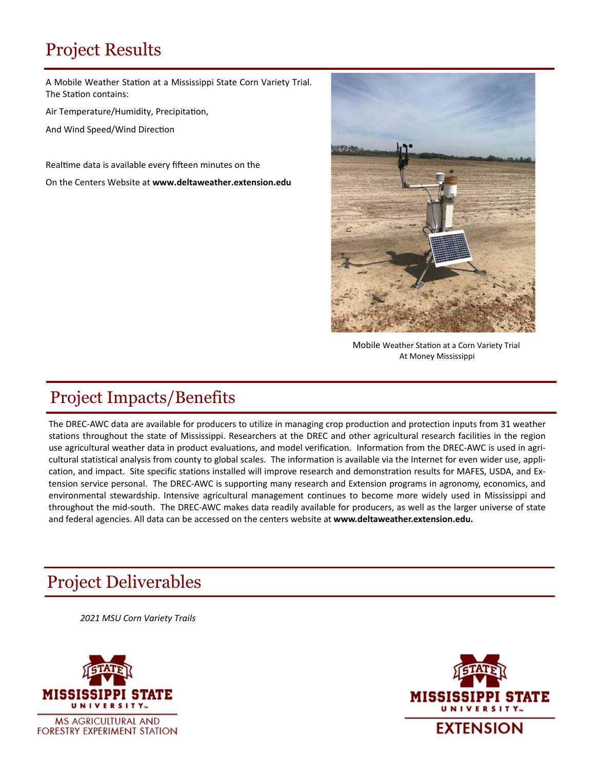# Project Results

A Mobile Weather Station at a Mississippi State Corn Variety Trial. The Station contains:

Air Temperature/Humidity, Precipitation,

And Wind Speed/Wind Direction

Realtime data is available every fifteen minutes on the

On the Centers Website at **www.deltaweather.extension.edu**

Mobile Weather Station at a Corn Variety Trial
At Money Mississippi

# Project Impacts/Benefits

The DREC-AWC data are available for producers to utilize in managing crop production and protection inputs from 31 weather stations throughout the state of Mississippi. Researchers at the DREC and other agricultural research facilities in the region use agricultural weather data in product evaluations, and model verification. Information from the DREC-AWC is used in agricultural statistical analysis from county to global scales. The information is available via the Internet for even wider use, application, and impact. Site specific stations installed will improve research and demonstration results for MAFES, USDA, and Extension service personal. The DREC-AWC is supporting many research and Extension programs in agronomy, economics, and environmental stewardship. Intensive agricultural management continues to become more widely used in Mississippi and throughout the mid-south. The DREC-AWC makes data readily available for producers, as well as the larger universe of state and federal agencies. All data can be accessed on the centers website at **www.deltaweather.extension.edu.**

# Project Deliverables

*2021 MSU Corn Variety Trails*

MISSISSIPPI STATE UNIVERSITY
MS AGRICULTURAL AND FORESTRY EXPERIMENT STATION

MISSISSIPPI STATE UNIVERSITY
EXTENSION